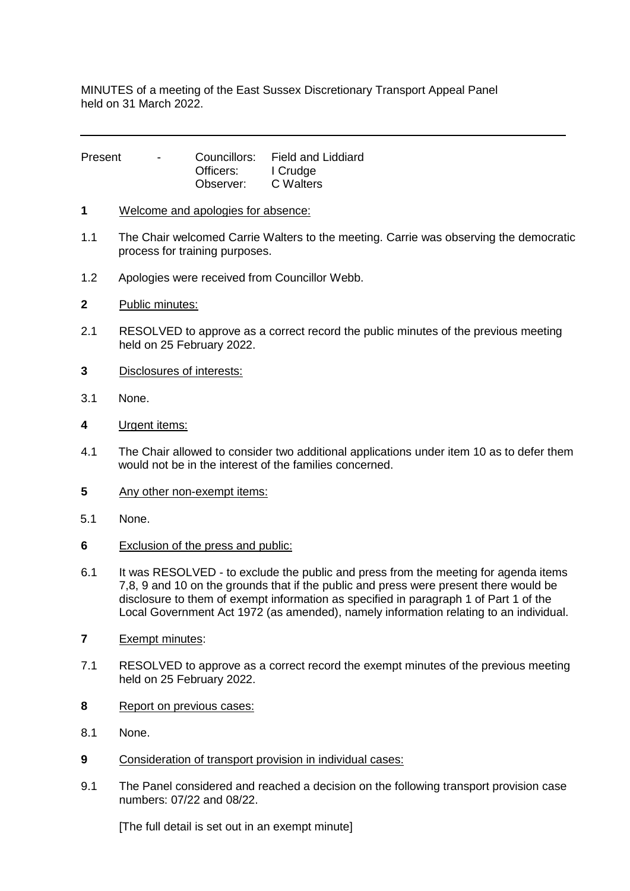MINUTES of a meeting of the East Sussex Discretionary Transport Appeal Panel held on 31 March 2022.

---

| Present | - | Councillors: | Field and Liddiard |
| --- | --- | --- | --- |
| | | Officers: | I Crudge |
| | | Observer: | C Walters |

**1** Welcome and apologies for absence:

1.1 The Chair welcomed Carrie Walters to the meeting. Carrie was observing the democratic process for training purposes.

1.2 Apologies were received from Councillor Webb.

**2** Public minutes:

2.1 RESOLVED to approve as a correct record the public minutes of the previous meeting held on 25 February 2022.

**3** Disclosures of interests:

3.1 None.

**4** Urgent items:

4.1 The Chair allowed to consider two additional applications under item 10 as to defer them would not be in the interest of the families concerned.

**5** Any other non-exempt items:

5.1 None.

**6** Exclusion of the press and public:

6.1 It was RESOLVED - to exclude the public and press from the meeting for agenda items 7,8, 9 and 10 on the grounds that if the public and press were present there would be disclosure to them of exempt information as specified in paragraph 1 of Part 1 of the Local Government Act 1972 (as amended), namely information relating to an individual.

**7** Exempt minutes:

7.1 RESOLVED to approve as a correct record the exempt minutes of the previous meeting held on 25 February 2022.

**8** Report on previous cases:

8.1 None.

**9** Consideration of transport provision in individual cases:

9.1 The Panel considered and reached a decision on the following transport provision case numbers: 07/22 and 08/22.

[The full detail is set out in an exempt minute]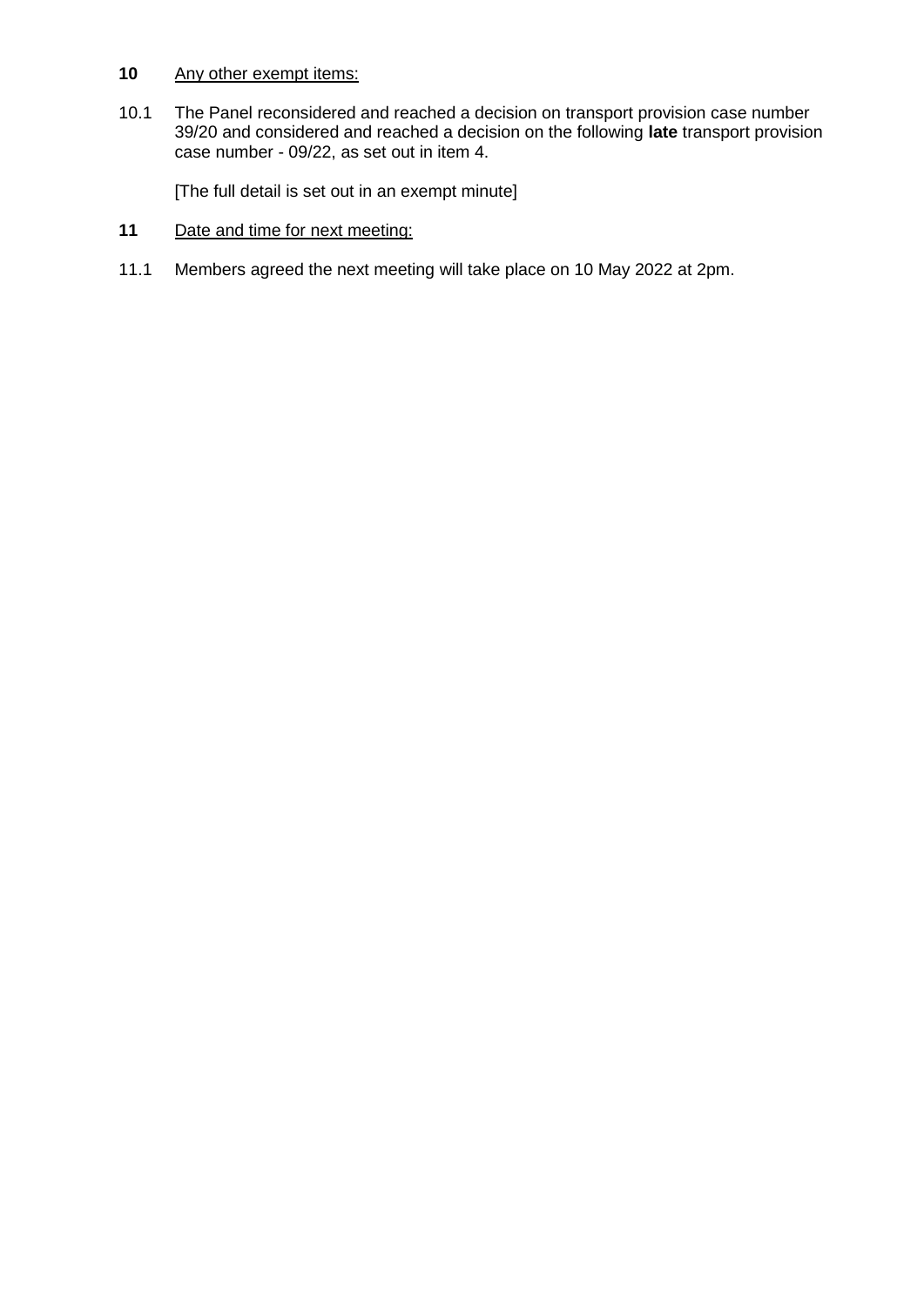**10** Any other exempt items:

10.1 The Panel reconsidered and reached a decision on transport provision case number 39/20 and considered and reached a decision on the following **late** transport provision case number - 09/22, as set out in item 4.

[The full detail is set out in an exempt minute]

**11** Date and time for next meeting:

11.1 Members agreed the next meeting will take place on 10 May 2022 at 2pm.